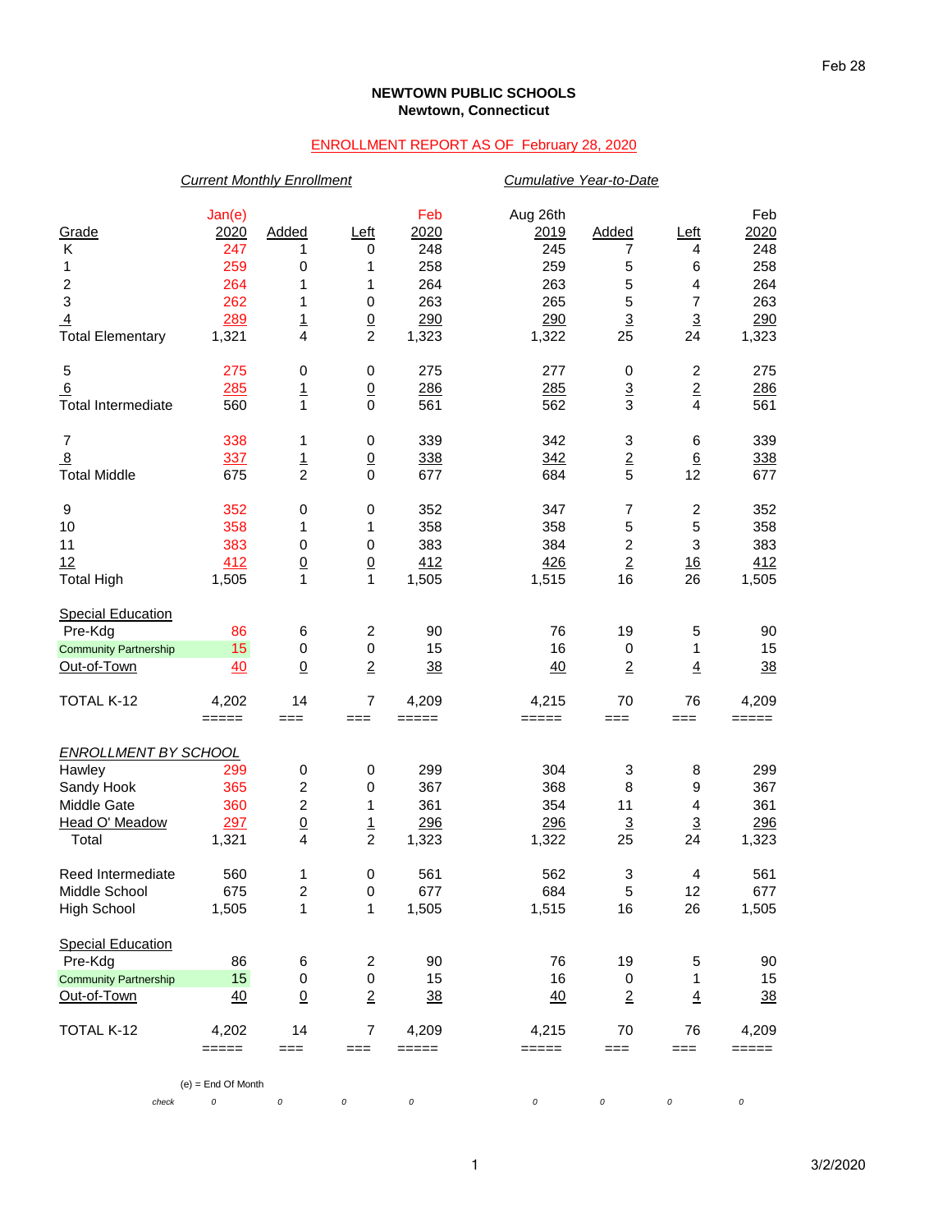**NEWTOWN PUBLIC SCHOOLS**
**Newtown, Connecticut**

ENROLLMENT REPORT AS OF February 28, 2020

| | *Current Monthly Enrollment* | | | | *Cumulative Year-to-Date* | | | |
|---|---|---|---|---|---|---|---|---|
| Grade | Jan(e) 2020 | Added | Left | Feb 2020 | Aug 26th 2019 | Added | Left | Feb 2020 |
| K | 247 | 1 | 0 | 248 | 245 | 7 | 4 | 248 |
| 1 | 259 | 0 | 1 | 258 | 259 | 5 | 6 | 258 |
| 2 | 264 | 1 | 1 | 264 | 263 | 5 | 4 | 264 |
| 3 | 262 | 1 | 0 | 263 | 265 | 5 | 7 | 263 |
| 4 | 289 | 1 | 0 | 290 | 290 | 3 | 3 | 290 |
| Total Elementary | 1,321 | 4 | 2 | 1,323 | 1,322 | 25 | 24 | 1,323 |
| 5 | 275 | 0 | 0 | 275 | 277 | 0 | 2 | 275 |
| 6 | 285 | 1 | 0 | 286 | 285 | 3 | 2 | 286 |
| Total Intermediate | 560 | 1 | 0 | 561 | 562 | 3 | 4 | 561 |
| 7 | 338 | 1 | 0 | 339 | 342 | 3 | 6 | 339 |
| 8 | 337 | 1 | 0 | 338 | 342 | 2 | 6 | 338 |
| Total Middle | 675 | 2 | 0 | 677 | 684 | 5 | 12 | 677 |
| 9 | 352 | 0 | 0 | 352 | 347 | 7 | 2 | 352 |
| 10 | 358 | 1 | 1 | 358 | 358 | 5 | 5 | 358 |
| 11 | 383 | 0 | 0 | 383 | 384 | 2 | 3 | 383 |
| 12 | 412 | 0 | 0 | 412 | 426 | 2 | 16 | 412 |
| Total High | 1,505 | 0 | 1 | 1,505 | 1,515 | 16 | 26 | 1,505 |
| Special Education | | | | | | | | |
| Pre-Kdg | 86 | 6 | 2 | 90 | 76 | 19 | 5 | 90 |
| Community Partnership | 15 | 0 | 0 | 15 | 16 | 0 | 1 | 15 |
| Out-of-Town | 40 | 0 | 2 | 38 | 40 | 2 | 4 | 38 |
| TOTAL K-12 | 4,202 | 14 | 7 | 4,209 | 4,215 | 70 | 76 | 4,209 |
| | ===== | === | === | ===== | ===== | === | === | ===== |
| *ENROLLMENT BY SCHOOL* | | | | | | | | |
| Hawley | 299 | 0 | 0 | 299 | 304 | 3 | 8 | 299 |
| Sandy Hook | 365 | 2 | 0 | 367 | 368 | 8 | 9 | 367 |
| Middle Gate | 360 | 2 | 1 | 361 | 354 | 11 | 4 | 361 |
| Head O' Meadow | 297 | 0 | 1 | 296 | 296 | 3 | 3 | 296 |
| Total | 1,321 | 4 | 2 | 1,323 | 1,322 | 25 | 24 | 1,323 |
| Reed Intermediate | 560 | 1 | 0 | 561 | 562 | 3 | 4 | 561 |
| Middle School | 675 | 2 | 0 | 677 | 684 | 5 | 12 | 677 |
| High School | 1,505 | 1 | 1 | 1,505 | 1,515 | 16 | 26 | 1,505 |
| Special Education | | | | | | | | |
| Pre-Kdg | 86 | 6 | 2 | 90 | 76 | 19 | 5 | 90 |
| Community Partnership | 15 | 0 | 0 | 15 | 16 | 0 | 1 | 15 |
| Out-of-Town | 40 | 0 | 2 | 38 | 40 | 2 | 4 | 38 |
| TOTAL K-12 | 4,202 | 14 | 7 | 4,209 | 4,215 | 70 | 76 | 4,209 |
| | ===== | === | === | ===== | ===== | === | === | ===== |
| *check* | 0 | 0 | 0 | 0 | 0 | 0 | 0 | 0 |

(e) = End Of Month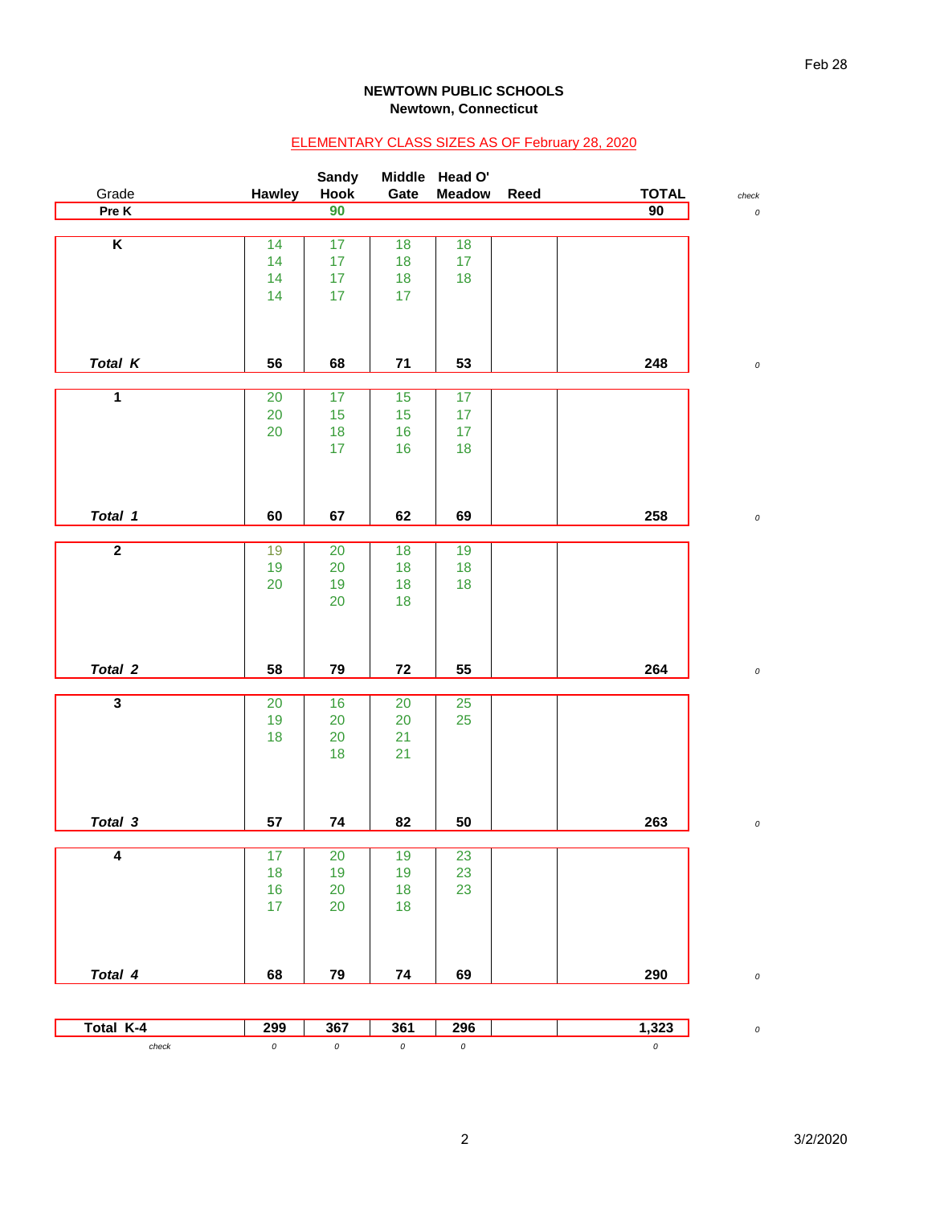**NEWTOWN PUBLIC SCHOOLS**
**Newtown, Connecticut**

ELEMENTARY CLASS SIZES AS OF February 28, 2020

| Grade | Hawley | Sandy Hook | Middle Gate | Head O' Meadow | Reed | TOTAL | check |
|---|---|---|---|---|---|---|---|
| **Pre K** | | 90 | | | | **90** | 0 |
| **K** | 14 | 17 | 18 | 18 | | | |
| | 14 | 17 | 18 | 17 | | | |
| | 14 | 17 | 18 | 18 | | | |
| | 14 | 17 | 17 | | | | |
| ***Total K*** | **56** | **68** | **71** | **53** | | **248** | 0 |
| **1** | 20 | 17 | 15 | 17 | | | |
| | 20 | 15 | 15 | 17 | | | |
| | 20 | 18 | 16 | 17 | | | |
| | | 17 | 16 | 18 | | | |
| ***Total 1*** | **60** | **67** | **62** | **69** | | **258** | 0 |
| **2** | 19 | 20 | 18 | 19 | | | |
| | 19 | 20 | 18 | 18 | | | |
| | 20 | 19 | 18 | 18 | | | |
| | | 20 | 18 | | | | |
| ***Total 2*** | **58** | **79** | **72** | **55** | | **264** | 0 |
| **3** | 20 | 16 | 20 | 25 | | | |
| | 19 | 20 | 20 | 25 | | | |
| | 18 | 20 | 21 | | | | |
| | | 18 | 21 | | | | |
| ***Total 3*** | **57** | **74** | **82** | **50** | | **263** | 0 |
| **4** | 17 | 20 | 19 | 23 | | | |
| | 18 | 19 | 19 | 23 | | | |
| | 16 | 20 | 18 | 23 | | | |
| | 17 | 20 | 18 | | | | |
| ***Total 4*** | **68** | **79** | **74** | **69** | | **290** | 0 |
| **Total K-4** | **299** | **367** | **361** | **296** | | **1,323** | 0 |
| *check* | *0* | *0* | *0* | *0* | | *0* | |